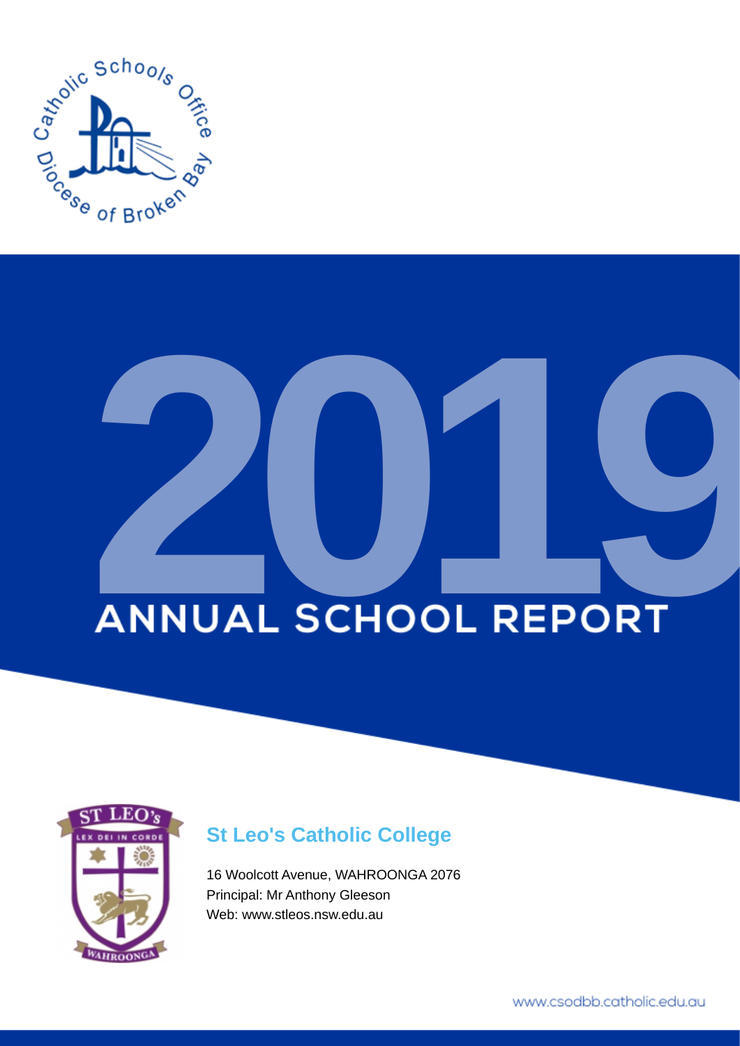Catholic Schools Office Diocese of Broken Bay

# 2019

# ANNUAL SCHOOL REPORT

ST LEO's LEX DEI IN CORDE WAHROONGA

## St Leo's Catholic College

16 Woolcott Avenue, WAHROONGA 2076

Principal: Mr Anthony Gleeson

Web: www.stleos.nsw.edu.au

www.csodbb.catholic.edu.au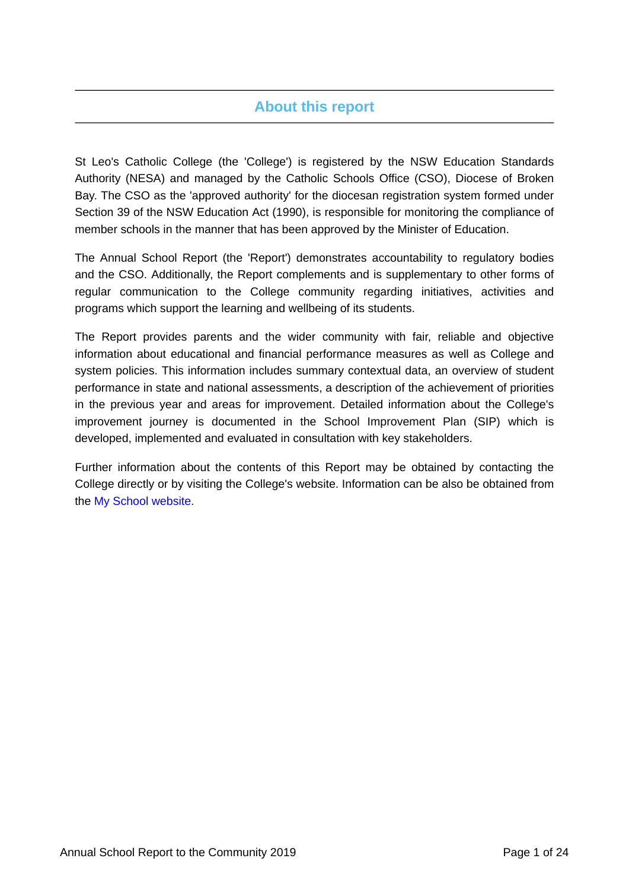## About this report

St Leo's Catholic College (the 'College') is registered by the NSW Education Standards Authority (NESA) and managed by the Catholic Schools Office (CSO), Diocese of Broken Bay. The CSO as the 'approved authority' for the diocesan registration system formed under Section 39 of the NSW Education Act (1990), is responsible for monitoring the compliance of member schools in the manner that has been approved by the Minister of Education.

The Annual School Report (the 'Report') demonstrates accountability to regulatory bodies and the CSO. Additionally, the Report complements and is supplementary to other forms of regular communication to the College community regarding initiatives, activities and programs which support the learning and wellbeing of its students.

The Report provides parents and the wider community with fair, reliable and objective information about educational and financial performance measures as well as College and system policies. This information includes summary contextual data, an overview of student performance in state and national assessments, a description of the achievement of priorities in the previous year and areas for improvement. Detailed information about the College's improvement journey is documented in the School Improvement Plan (SIP) which is developed, implemented and evaluated in consultation with key stakeholders.

Further information about the contents of this Report may be obtained by contacting the College directly or by visiting the College's website. Information can be also be obtained from the My School website.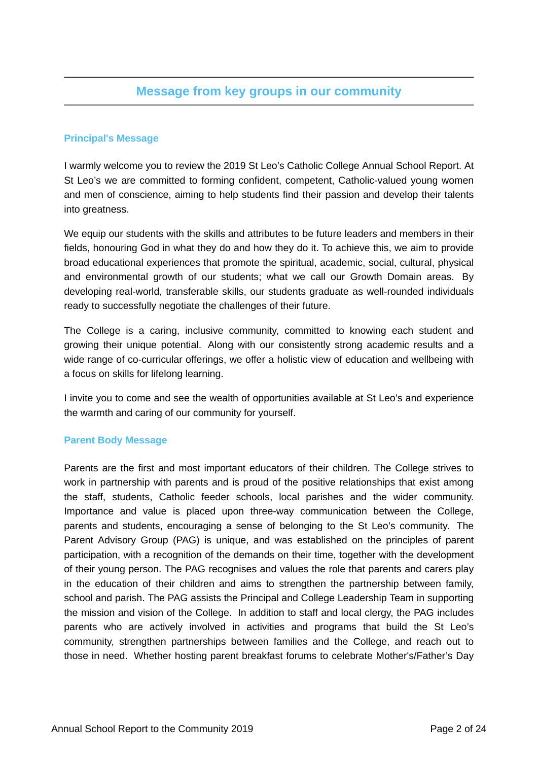## Message from key groups in our community

### Principal's Message

I warmly welcome you to review the 2019 St Leo's Catholic College Annual School Report. At St Leo's we are committed to forming confident, competent, Catholic-valued young women and men of conscience, aiming to help students find their passion and develop their talents into greatness.

We equip our students with the skills and attributes to be future leaders and members in their fields, honouring God in what they do and how they do it. To achieve this, we aim to provide broad educational experiences that promote the spiritual, academic, social, cultural, physical and environmental growth of our students; what we call our Growth Domain areas. By developing real-world, transferable skills, our students graduate as well-rounded individuals ready to successfully negotiate the challenges of their future.

The College is a caring, inclusive community, committed to knowing each student and growing their unique potential. Along with our consistently strong academic results and a wide range of co-curricular offerings, we offer a holistic view of education and wellbeing with a focus on skills for lifelong learning.

I invite you to come and see the wealth of opportunities available at St Leo's and experience the warmth and caring of our community for yourself.

### Parent Body Message

Parents are the first and most important educators of their children. The College strives to work in partnership with parents and is proud of the positive relationships that exist among the staff, students, Catholic feeder schools, local parishes and the wider community. Importance and value is placed upon three-way communication between the College, parents and students, encouraging a sense of belonging to the St Leo's community. The Parent Advisory Group (PAG) is unique, and was established on the principles of parent participation, with a recognition of the demands on their time, together with the development of their young person. The PAG recognises and values the role that parents and carers play in the education of their children and aims to strengthen the partnership between family, school and parish. The PAG assists the Principal and College Leadership Team in supporting the mission and vision of the College. In addition to staff and local clergy, the PAG includes parents who are actively involved in activities and programs that build the St Leo's community, strengthen partnerships between families and the College, and reach out to those in need. Whether hosting parent breakfast forums to celebrate Mother's/Father's Day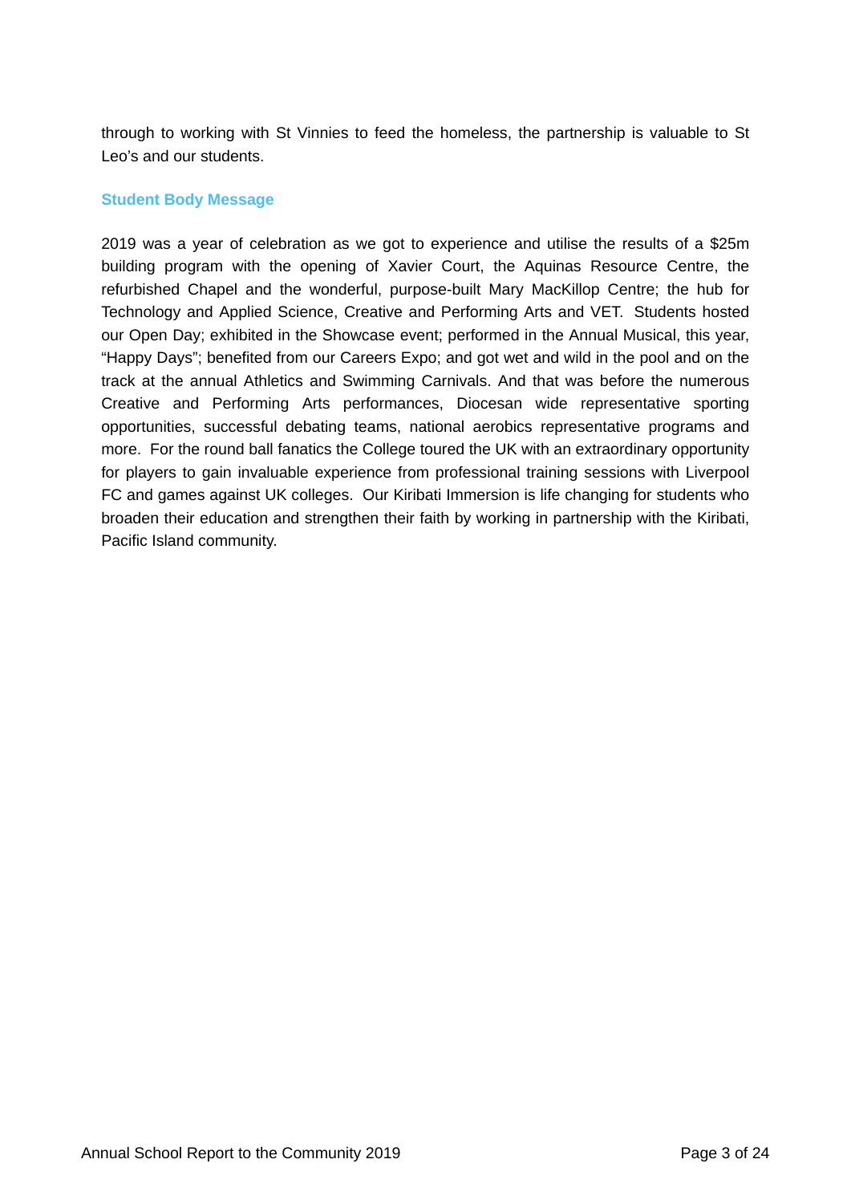through to working with St Vinnies to feed the homeless, the partnership is valuable to St Leo's and our students.

## Student Body Message

2019 was a year of celebration as we got to experience and utilise the results of a $25m building program with the opening of Xavier Court, the Aquinas Resource Centre, the refurbished Chapel and the wonderful, purpose-built Mary MacKillop Centre; the hub for Technology and Applied Science, Creative and Performing Arts and VET. Students hosted our Open Day; exhibited in the Showcase event; performed in the Annual Musical, this year, "Happy Days"; benefited from our Careers Expo; and got wet and wild in the pool and on the track at the annual Athletics and Swimming Carnivals. And that was before the numerous Creative and Performing Arts performances, Diocesan wide representative sporting opportunities, successful debating teams, national aerobics representative programs and more. For the round ball fanatics the College toured the UK with an extraordinary opportunity for players to gain invaluable experience from professional training sessions with Liverpool FC and games against UK colleges. Our Kiribati Immersion is life changing for students who broaden their education and strengthen their faith by working in partnership with the Kiribati, Pacific Island community.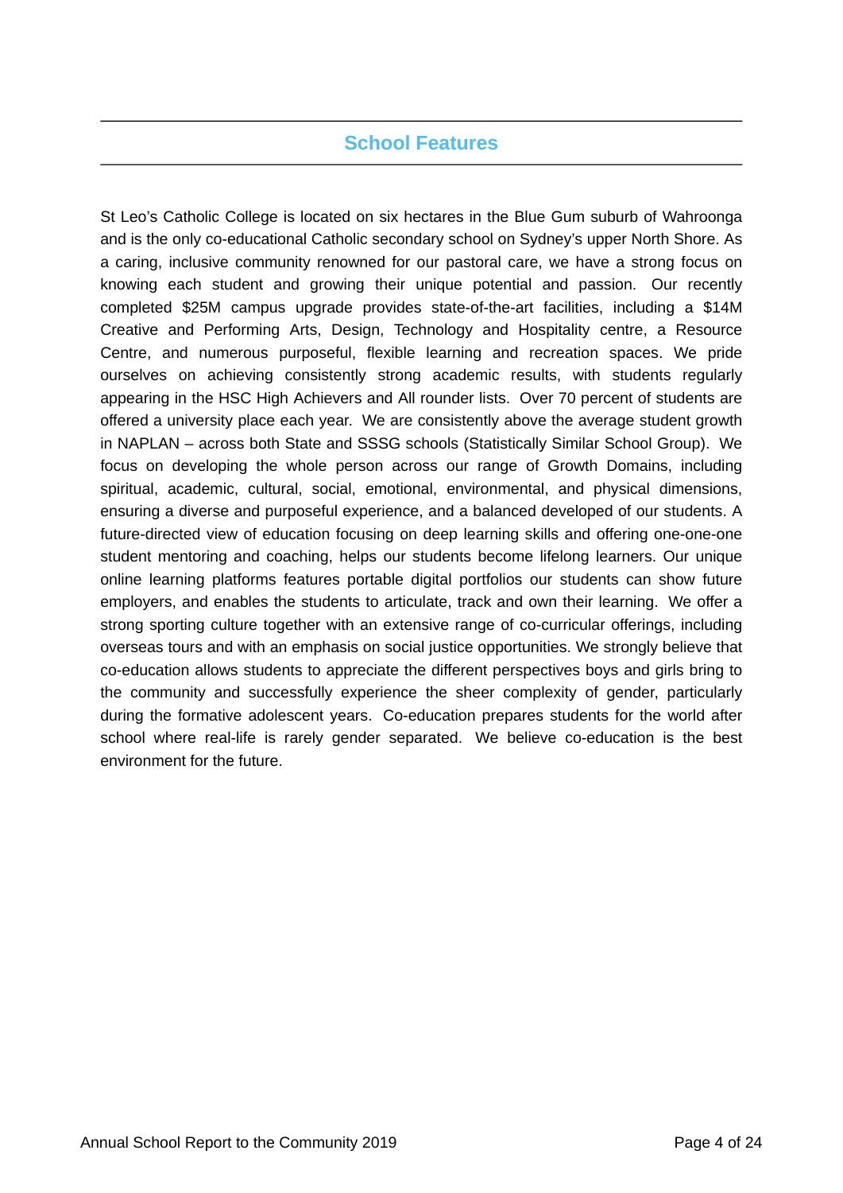## School Features

St Leo's Catholic College is located on six hectares in the Blue Gum suburb of Wahroonga and is the only co-educational Catholic secondary school on Sydney's upper North Shore. As a caring, inclusive community renowned for our pastoral care, we have a strong focus on knowing each student and growing their unique potential and passion. Our recently completed $25M campus upgrade provides state-of-the-art facilities, including a $14M Creative and Performing Arts, Design, Technology and Hospitality centre, a Resource Centre, and numerous purposeful, flexible learning and recreation spaces. We pride ourselves on achieving consistently strong academic results, with students regularly appearing in the HSC High Achievers and All rounder lists. Over 70 percent of students are offered a university place each year. We are consistently above the average student growth in NAPLAN – across both State and SSSG schools (Statistically Similar School Group). We focus on developing the whole person across our range of Growth Domains, including spiritual, academic, cultural, social, emotional, environmental, and physical dimensions, ensuring a diverse and purposeful experience, and a balanced developed of our students. A future-directed view of education focusing on deep learning skills and offering one-one-one student mentoring and coaching, helps our students become lifelong learners. Our unique online learning platforms features portable digital portfolios our students can show future employers, and enables the students to articulate, track and own their learning. We offer a strong sporting culture together with an extensive range of co-curricular offerings, including overseas tours and with an emphasis on social justice opportunities. We strongly believe that co-education allows students to appreciate the different perspectives boys and girls bring to the community and successfully experience the sheer complexity of gender, particularly during the formative adolescent years. Co-education prepares students for the world after school where real-life is rarely gender separated. We believe co-education is the best environment for the future.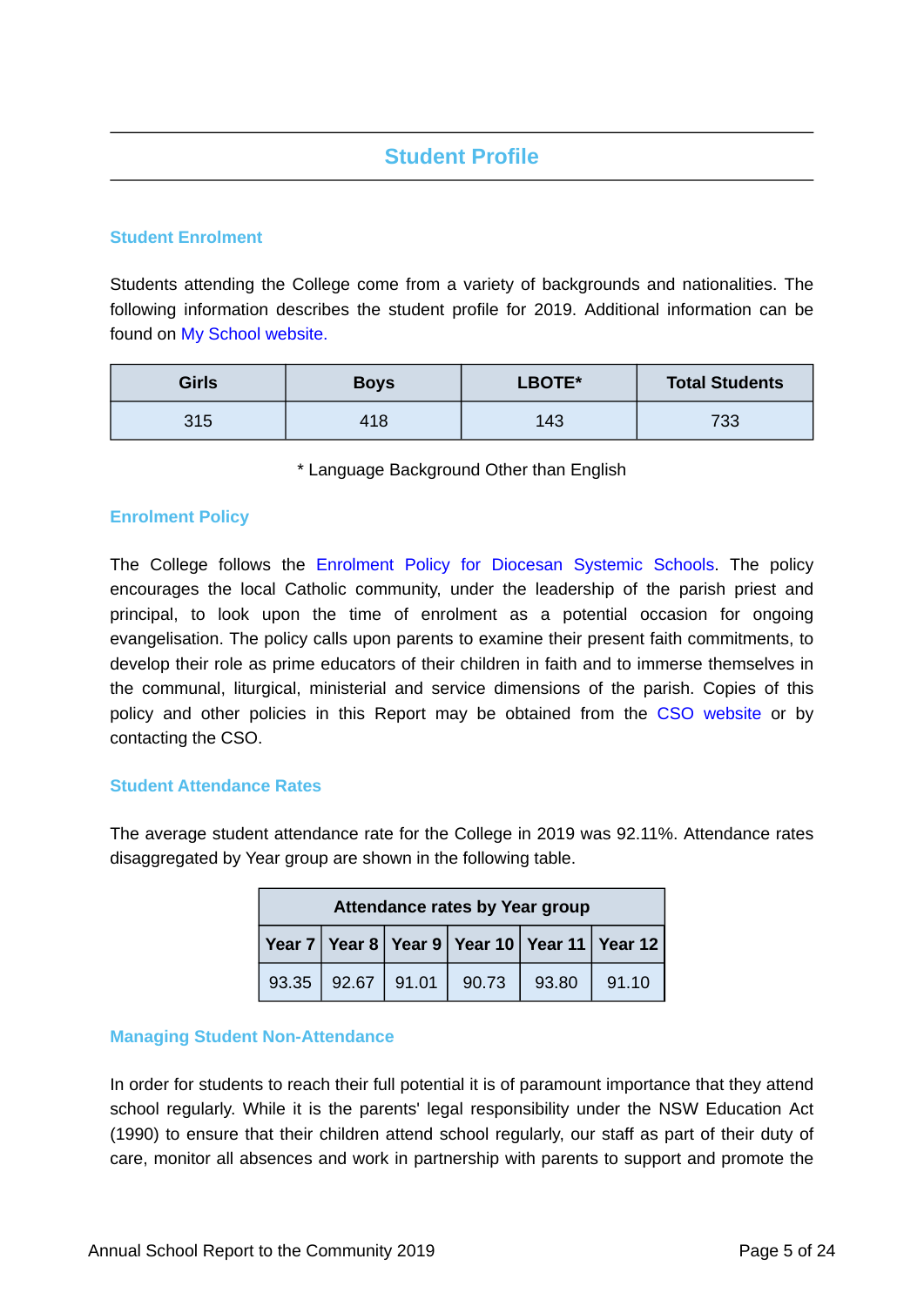## Student Profile

### Student Enrolment

Students attending the College come from a variety of backgrounds and nationalities. The following information describes the student profile for 2019. Additional information can be found on My School website.

| Girls | Boys | LBOTE* | Total Students |
|---|---|---|---|
| 315 | 418 | 143 | 733 |

\* Language Background Other than English

### Enrolment Policy

The College follows the Enrolment Policy for Diocesan Systemic Schools. The policy encourages the local Catholic community, under the leadership of the parish priest and principal, to look upon the time of enrolment as a potential occasion for ongoing evangelisation. The policy calls upon parents to examine their present faith commitments, to develop their role as prime educators of their children in faith and to immerse themselves in the communal, liturgical, ministerial and service dimensions of the parish. Copies of this policy and other policies in this Report may be obtained from the CSO website or by contacting the CSO.

### Student Attendance Rates

The average student attendance rate for the College in 2019 was 92.11%. Attendance rates disaggregated by Year group are shown in the following table.

| Attendance rates by Year group | | | | | |
|---|---|---|---|---|---|
| Year 7 | Year 8 | Year 9 | Year 10 | Year 11 | Year 12 |
| 93.35 | 92.67 | 91.01 | 90.73 | 93.80 | 91.10 |

### Managing Student Non-Attendance

In order for students to reach their full potential it is of paramount importance that they attend school regularly. While it is the parents' legal responsibility under the NSW Education Act (1990) to ensure that their children attend school regularly, our staff as part of their duty of care, monitor all absences and work in partnership with parents to support and promote the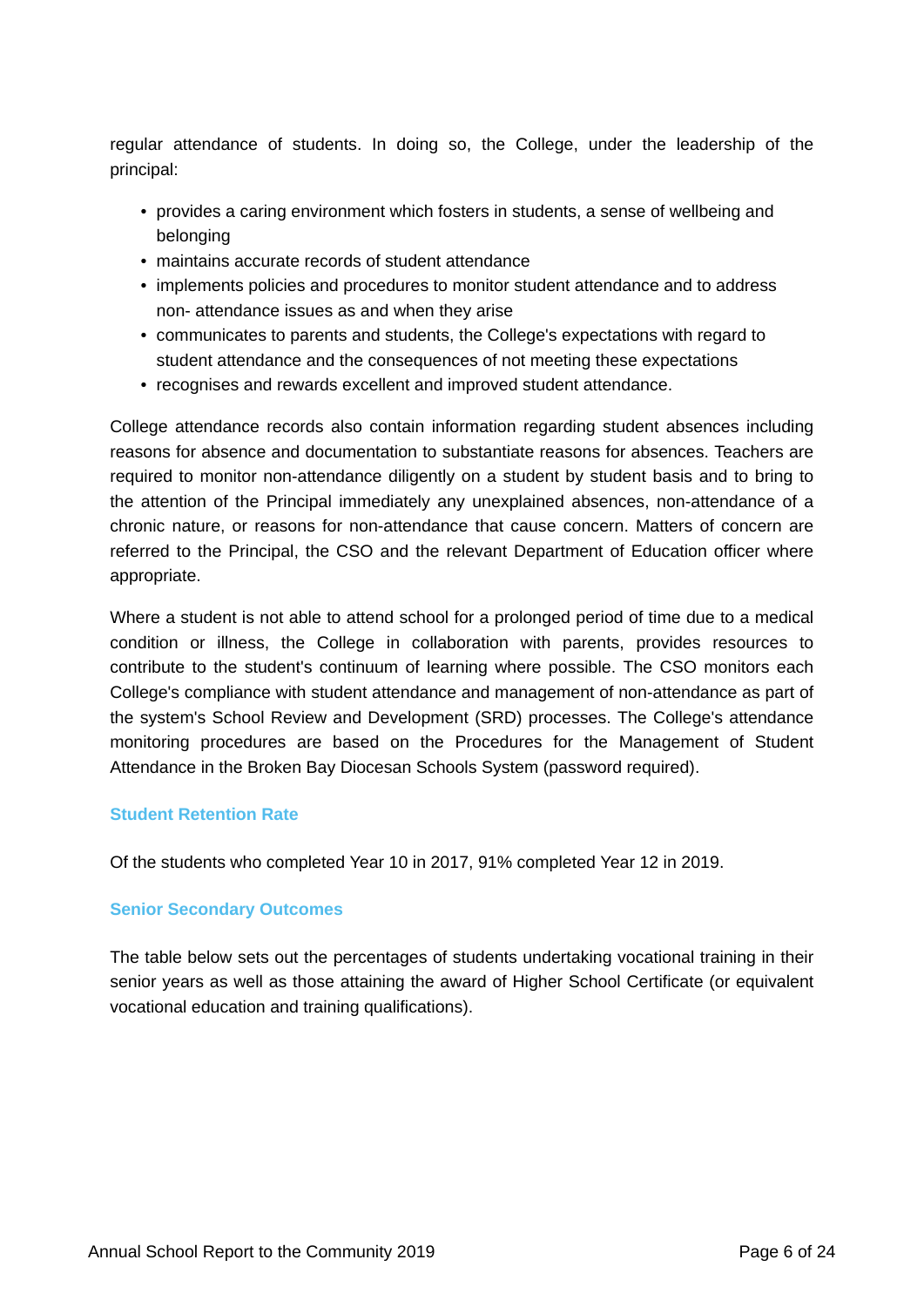regular attendance of students. In doing so, the College, under the leadership of the principal:

- provides a caring environment which fosters in students, a sense of wellbeing and belonging
- maintains accurate records of student attendance
- implements policies and procedures to monitor student attendance and to address non- attendance issues as and when they arise
- communicates to parents and students, the College's expectations with regard to student attendance and the consequences of not meeting these expectations
- recognises and rewards excellent and improved student attendance.

College attendance records also contain information regarding student absences including reasons for absence and documentation to substantiate reasons for absences. Teachers are required to monitor non-attendance diligently on a student by student basis and to bring to the attention of the Principal immediately any unexplained absences, non-attendance of a chronic nature, or reasons for non-attendance that cause concern. Matters of concern are referred to the Principal, the CSO and the relevant Department of Education officer where appropriate.

Where a student is not able to attend school for a prolonged period of time due to a medical condition or illness, the College in collaboration with parents, provides resources to contribute to the student's continuum of learning where possible. The CSO monitors each College's compliance with student attendance and management of non-attendance as part of the system's School Review and Development (SRD) processes. The College's attendance monitoring procedures are based on the Procedures for the Management of Student Attendance in the Broken Bay Diocesan Schools System (password required).

### Student Retention Rate

Of the students who completed Year 10 in 2017, 91% completed Year 12 in 2019.

### Senior Secondary Outcomes

The table below sets out the percentages of students undertaking vocational training in their senior years as well as those attaining the award of Higher School Certificate (or equivalent vocational education and training qualifications).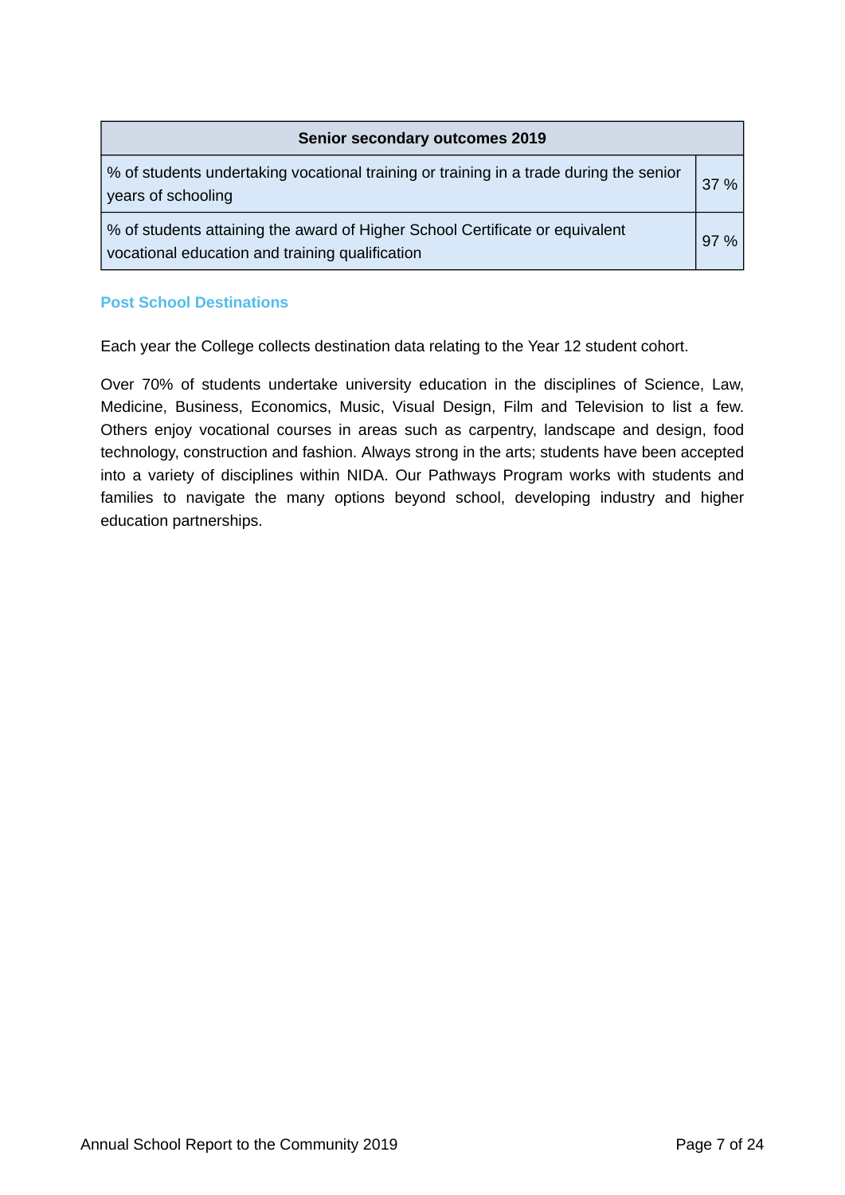| Senior secondary outcomes 2019 | |
| --- | --- |
| % of students undertaking vocational training or training in a trade during the senior years of schooling | 37 % |
| % of students attaining the award of Higher School Certificate or equivalent vocational education and training qualification | 97 % |

## Post School Destinations

Each year the College collects destination data relating to the Year 12 student cohort.

Over 70% of students undertake university education in the disciplines of Science, Law, Medicine, Business, Economics, Music, Visual Design, Film and Television to list a few. Others enjoy vocational courses in areas such as carpentry, landscape and design, food technology, construction and fashion. Always strong in the arts; students have been accepted into a variety of disciplines within NIDA. Our Pathways Program works with students and families to navigate the many options beyond school, developing industry and higher education partnerships.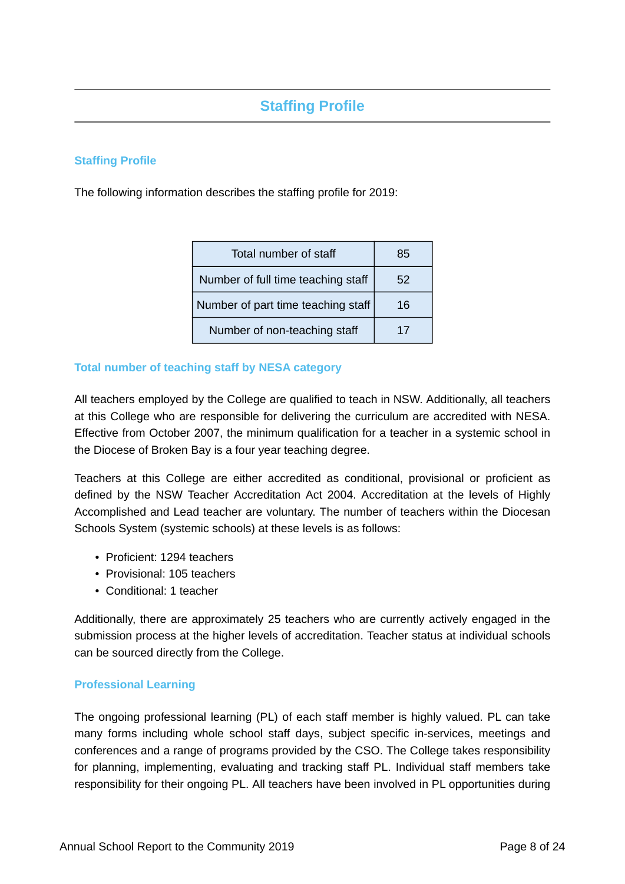# Staffing Profile

### Staffing Profile

The following information describes the staffing profile for 2019:

| Total number of staff | 85 |
|---|---|
| Number of full time teaching staff | 52 |
| Number of part time teaching staff | 16 |
| Number of non-teaching staff | 17 |

### Total number of teaching staff by NESA category

All teachers employed by the College are qualified to teach in NSW. Additionally, all teachers at this College who are responsible for delivering the curriculum are accredited with NESA. Effective from October 2007, the minimum qualification for a teacher in a systemic school in the Diocese of Broken Bay is a four year teaching degree.

Teachers at this College are either accredited as conditional, provisional or proficient as defined by the NSW Teacher Accreditation Act 2004. Accreditation at the levels of Highly Accomplished and Lead teacher are voluntary. The number of teachers within the Diocesan Schools System (systemic schools) at these levels is as follows:

- Proficient: 1294 teachers
- Provisional: 105 teachers
- Conditional: 1 teacher

Additionally, there are approximately 25 teachers who are currently actively engaged in the submission process at the higher levels of accreditation. Teacher status at individual schools can be sourced directly from the College.

### Professional Learning

The ongoing professional learning (PL) of each staff member is highly valued. PL can take many forms including whole school staff days, subject specific in-services, meetings and conferences and a range of programs provided by the CSO. The College takes responsibility for planning, implementing, evaluating and tracking staff PL. Individual staff members take responsibility for their ongoing PL. All teachers have been involved in PL opportunities during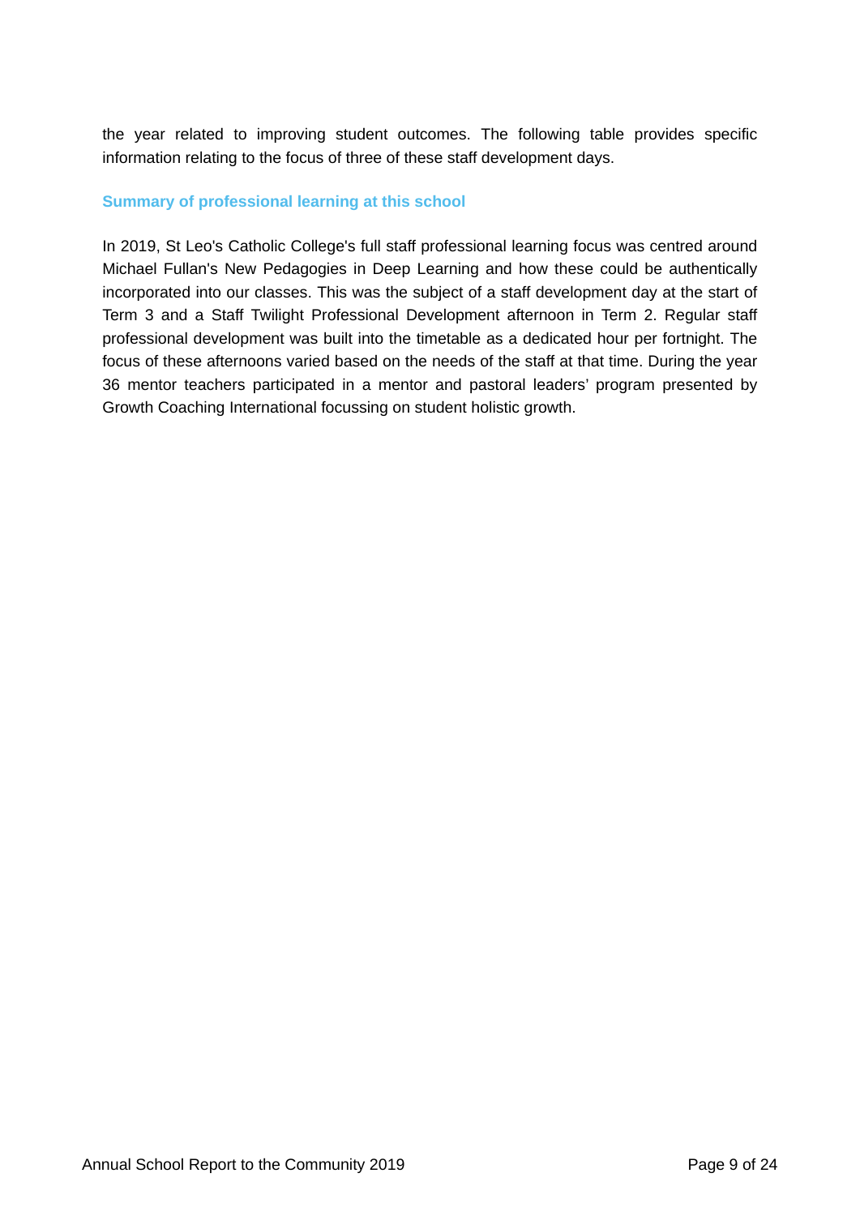the year related to improving student outcomes. The following table provides specific information relating to the focus of three of these staff development days.

### Summary of professional learning at this school

In 2019, St Leo's Catholic College's full staff professional learning focus was centred around Michael Fullan's New Pedagogies in Deep Learning and how these could be authentically incorporated into our classes. This was the subject of a staff development day at the start of Term 3 and a Staff Twilight Professional Development afternoon in Term 2. Regular staff professional development was built into the timetable as a dedicated hour per fortnight. The focus of these afternoons varied based on the needs of the staff at that time. During the year 36 mentor teachers participated in a mentor and pastoral leaders' program presented by Growth Coaching International focussing on student holistic growth.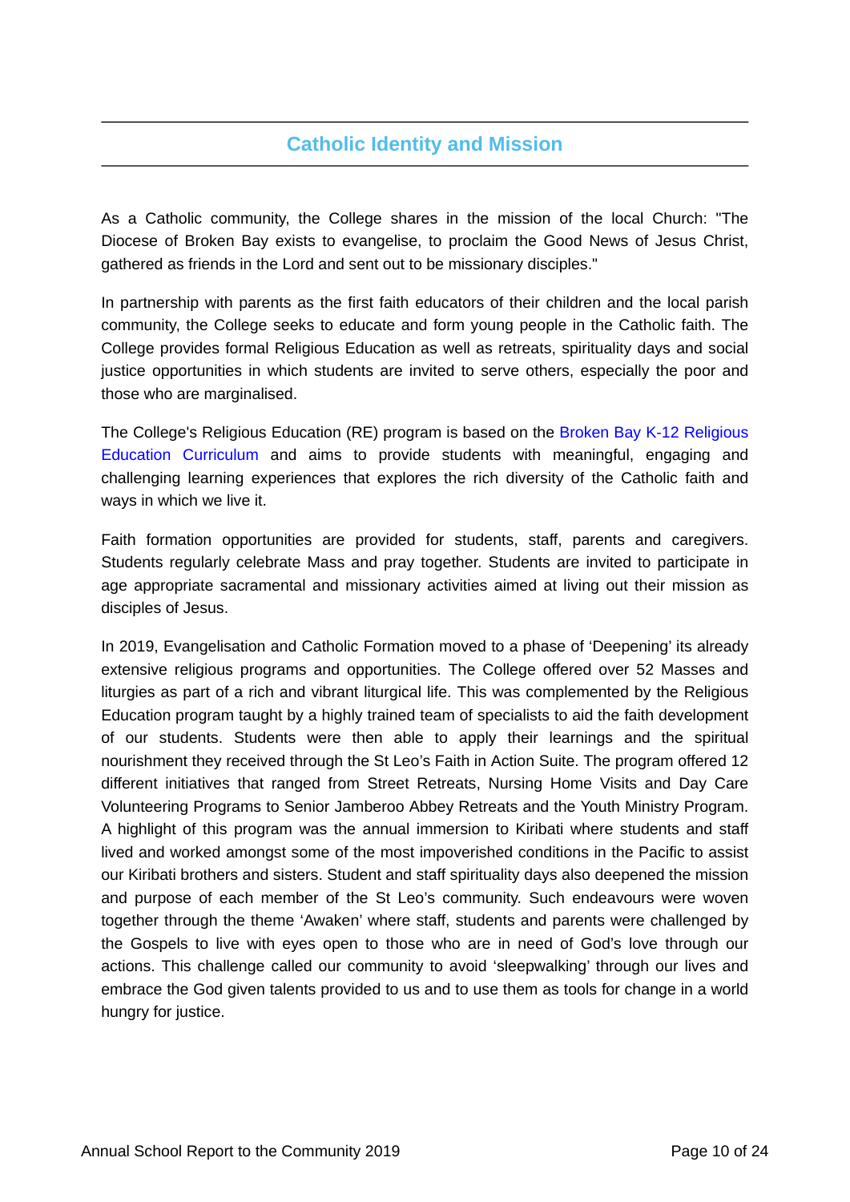## Catholic Identity and Mission

As a Catholic community, the College shares in the mission of the local Church: "The Diocese of Broken Bay exists to evangelise, to proclaim the Good News of Jesus Christ, gathered as friends in the Lord and sent out to be missionary disciples."

In partnership with parents as the first faith educators of their children and the local parish community, the College seeks to educate and form young people in the Catholic faith. The College provides formal Religious Education as well as retreats, spirituality days and social justice opportunities in which students are invited to serve others, especially the poor and those who are marginalised.

The College's Religious Education (RE) program is based on the Broken Bay K-12 Religious Education Curriculum and aims to provide students with meaningful, engaging and challenging learning experiences that explores the rich diversity of the Catholic faith and ways in which we live it.

Faith formation opportunities are provided for students, staff, parents and caregivers. Students regularly celebrate Mass and pray together. Students are invited to participate in age appropriate sacramental and missionary activities aimed at living out their mission as disciples of Jesus.

In 2019, Evangelisation and Catholic Formation moved to a phase of 'Deepening' its already extensive religious programs and opportunities. The College offered over 52 Masses and liturgies as part of a rich and vibrant liturgical life. This was complemented by the Religious Education program taught by a highly trained team of specialists to aid the faith development of our students. Students were then able to apply their learnings and the spiritual nourishment they received through the St Leo's Faith in Action Suite. The program offered 12 different initiatives that ranged from Street Retreats, Nursing Home Visits and Day Care Volunteering Programs to Senior Jamberoo Abbey Retreats and the Youth Ministry Program. A highlight of this program was the annual immersion to Kiribati where students and staff lived and worked amongst some of the most impoverished conditions in the Pacific to assist our Kiribati brothers and sisters. Student and staff spirituality days also deepened the mission and purpose of each member of the St Leo's community. Such endeavours were woven together through the theme 'Awaken' where staff, students and parents were challenged by the Gospels to live with eyes open to those who are in need of God's love through our actions. This challenge called our community to avoid 'sleepwalking' through our lives and embrace the God given talents provided to us and to use them as tools for change in a world hungry for justice.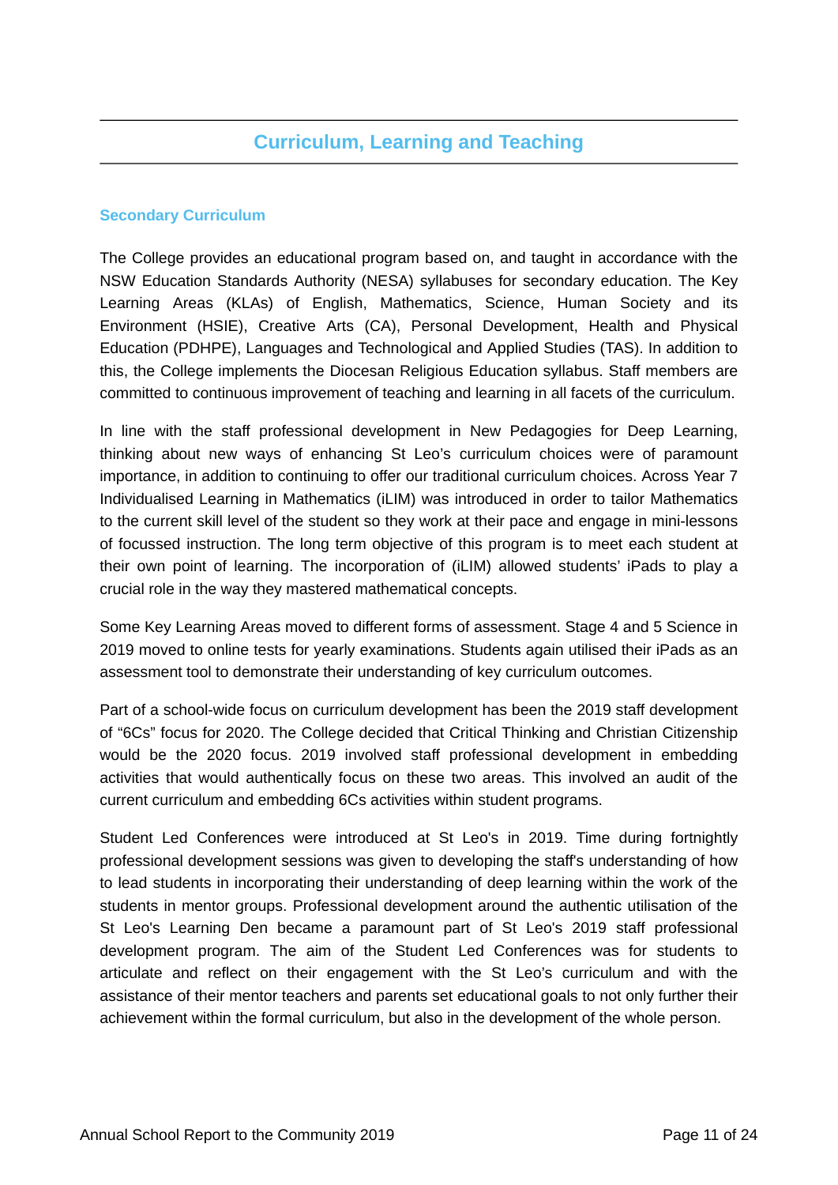## Curriculum, Learning and Teaching

### Secondary Curriculum

The College provides an educational program based on, and taught in accordance with the NSW Education Standards Authority (NESA) syllabuses for secondary education. The Key Learning Areas (KLAs) of English, Mathematics, Science, Human Society and its Environment (HSIE), Creative Arts (CA), Personal Development, Health and Physical Education (PDHPE), Languages and Technological and Applied Studies (TAS). In addition to this, the College implements the Diocesan Religious Education syllabus. Staff members are committed to continuous improvement of teaching and learning in all facets of the curriculum.

In line with the staff professional development in New Pedagogies for Deep Learning, thinking about new ways of enhancing St Leo's curriculum choices were of paramount importance, in addition to continuing to offer our traditional curriculum choices. Across Year 7 Individualised Learning in Mathematics (iLIM) was introduced in order to tailor Mathematics to the current skill level of the student so they work at their pace and engage in mini-lessons of focussed instruction. The long term objective of this program is to meet each student at their own point of learning. The incorporation of (iLIM) allowed students' iPads to play a crucial role in the way they mastered mathematical concepts.

Some Key Learning Areas moved to different forms of assessment. Stage 4 and 5 Science in 2019 moved to online tests for yearly examinations. Students again utilised their iPads as an assessment tool to demonstrate their understanding of key curriculum outcomes.

Part of a school-wide focus on curriculum development has been the 2019 staff development of "6Cs" focus for 2020. The College decided that Critical Thinking and Christian Citizenship would be the 2020 focus. 2019 involved staff professional development in embedding activities that would authentically focus on these two areas. This involved an audit of the current curriculum and embedding 6Cs activities within student programs.

Student Led Conferences were introduced at St Leo's in 2019. Time during fortnightly professional development sessions was given to developing the staff's understanding of how to lead students in incorporating their understanding of deep learning within the work of the students in mentor groups. Professional development around the authentic utilisation of the St Leo's Learning Den became a paramount part of St Leo's 2019 staff professional development program. The aim of the Student Led Conferences was for students to articulate and reflect on their engagement with the St Leo's curriculum and with the assistance of their mentor teachers and parents set educational goals to not only further their achievement within the formal curriculum, but also in the development of the whole person.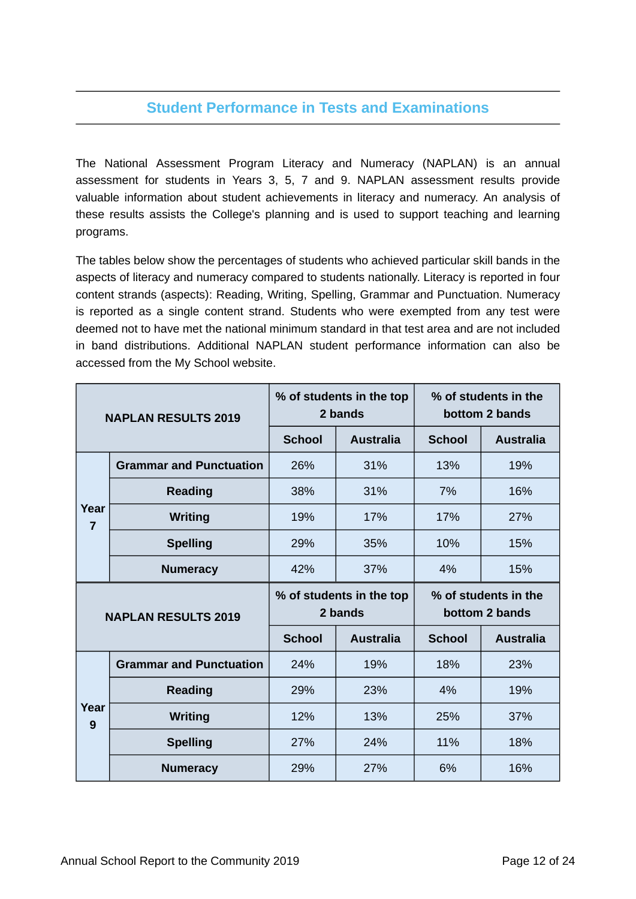## Student Performance in Tests and Examinations

The National Assessment Program Literacy and Numeracy (NAPLAN) is an annual assessment for students in Years 3, 5, 7 and 9. NAPLAN assessment results provide valuable information about student achievements in literacy and numeracy. An analysis of these results assists the College's planning and is used to support teaching and learning programs.

The tables below show the percentages of students who achieved particular skill bands in the aspects of literacy and numeracy compared to students nationally. Literacy is reported in four content strands (aspects): Reading, Writing, Spelling, Grammar and Punctuation. Numeracy is reported as a single content strand. Students who were exempted from any test were deemed not to have met the national minimum standard in that test area and are not included in band distributions. Additional NAPLAN student performance information can also be accessed from the My School website.

| NAPLAN RESULTS 2019 | | % of students in the top 2 bands | | % of students in the bottom 2 bands | |
|---|---|---|---|---|---|
| | | School | Australia | School | Australia |
| Year 7 | Grammar and Punctuation | 26% | 31% | 13% | 19% |
| | Reading | 38% | 31% | 7% | 16% |
| | Writing | 19% | 17% | 17% | 27% |
| | Spelling | 29% | 35% | 10% | 15% |
| | Numeracy | 42% | 37% | 4% | 15% |

| NAPLAN RESULTS 2019 | | % of students in the top 2 bands | | % of students in the bottom 2 bands | |
|---|---|---|---|---|---|
| | | School | Australia | School | Australia |
| Year 9 | Grammar and Punctuation | 24% | 19% | 18% | 23% |
| | Reading | 29% | 23% | 4% | 19% |
| | Writing | 12% | 13% | 25% | 37% |
| | Spelling | 27% | 24% | 11% | 18% |
| | Numeracy | 29% | 27% | 6% | 16% |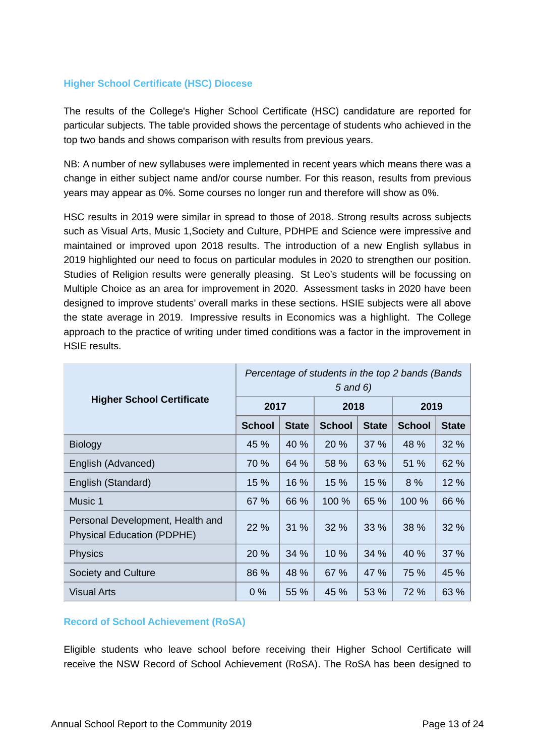## Higher School Certificate (HSC) Diocese

The results of the College's Higher School Certificate (HSC) candidature are reported for particular subjects. The table provided shows the percentage of students who achieved in the top two bands and shows comparison with results from previous years.

NB: A number of new syllabuses were implemented in recent years which means there was a change in either subject name and/or course number. For this reason, results from previous years may appear as 0%. Some courses no longer run and therefore will show as 0%.

HSC results in 2019 were similar in spread to those of 2018. Strong results across subjects such as Visual Arts, Music 1,Society and Culture, PDHPE and Science were impressive and maintained or improved upon 2018 results. The introduction of a new English syllabus in 2019 highlighted our need to focus on particular modules in 2020 to strengthen our position. Studies of Religion results were generally pleasing. St Leo's students will be focussing on Multiple Choice as an area for improvement in 2020. Assessment tasks in 2020 have been designed to improve students' overall marks in these sections. HSIE subjects were all above the state average in 2019. Impressive results in Economics was a highlight. The College approach to the practice of writing under timed conditions was a factor in the improvement in HSIE results.

| Higher School Certificate | *Percentage of students in the top 2 bands (Bands 5 and 6)* | | | | | |
|---|---|---|---|---|---|---|
| | **2017** | | **2018** | | **2019** | |
| | **School** | **State** | **School** | **State** | **School** | **State** |
| Biology | 45 % | 40 % | 20 % | 37 % | 48 % | 32 % |
| English (Advanced) | 70 % | 64 % | 58 % | 63 % | 51 % | 62 % |
| English (Standard) | 15 % | 16 % | 15 % | 15 % | 8 % | 12 % |
| Music 1 | 67 % | 66 % | 100 % | 65 % | 100 % | 66 % |
| Personal Development, Health and Physical Education (PDPHE) | 22 % | 31 % | 32 % | 33 % | 38 % | 32 % |
| Physics | 20 % | 34 % | 10 % | 34 % | 40 % | 37 % |
| Society and Culture | 86 % | 48 % | 67 % | 47 % | 75 % | 45 % |
| Visual Arts | 0 % | 55 % | 45 % | 53 % | 72 % | 63 % |

## Record of School Achievement (RoSA)

Eligible students who leave school before receiving their Higher School Certificate will receive the NSW Record of School Achievement (RoSA). The RoSA has been designed to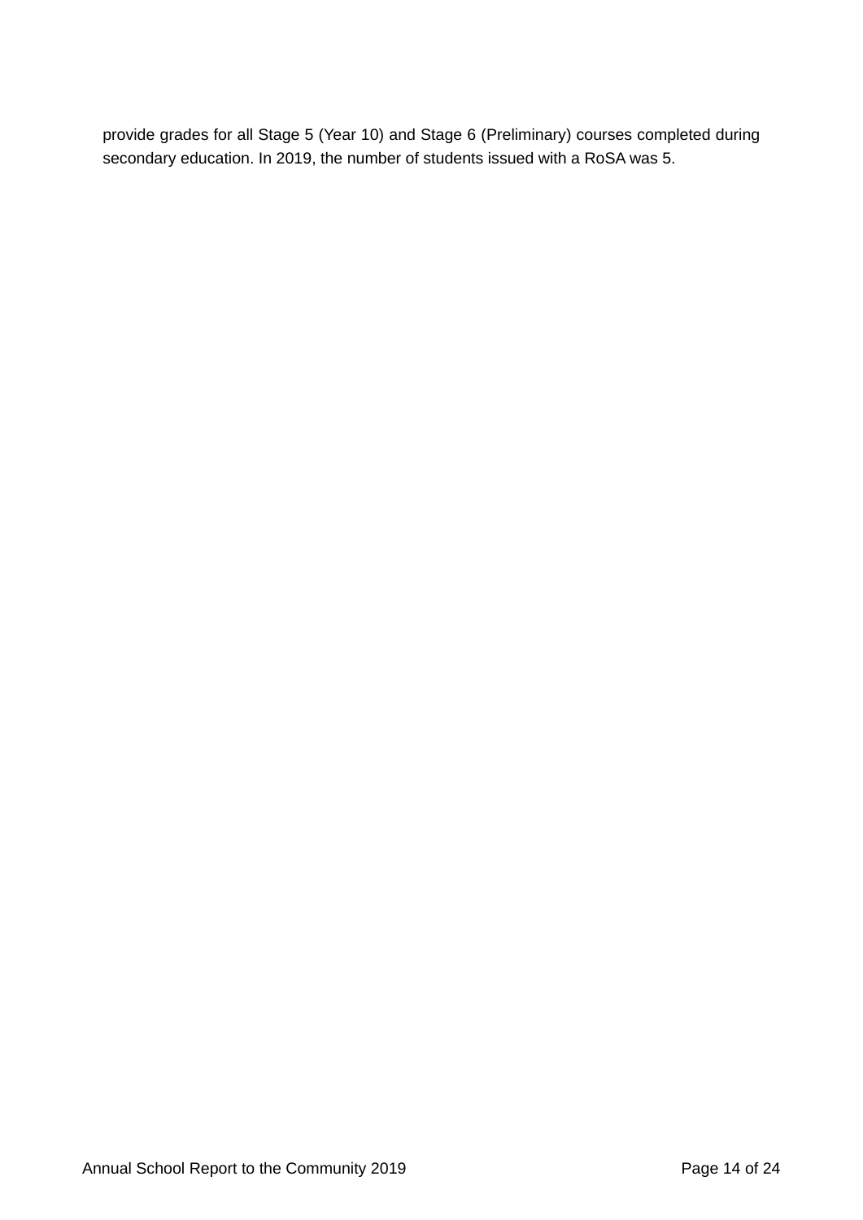provide grades for all Stage 5 (Year 10) and Stage 6 (Preliminary) courses completed during secondary education. In 2019, the number of students issued with a RoSA was 5.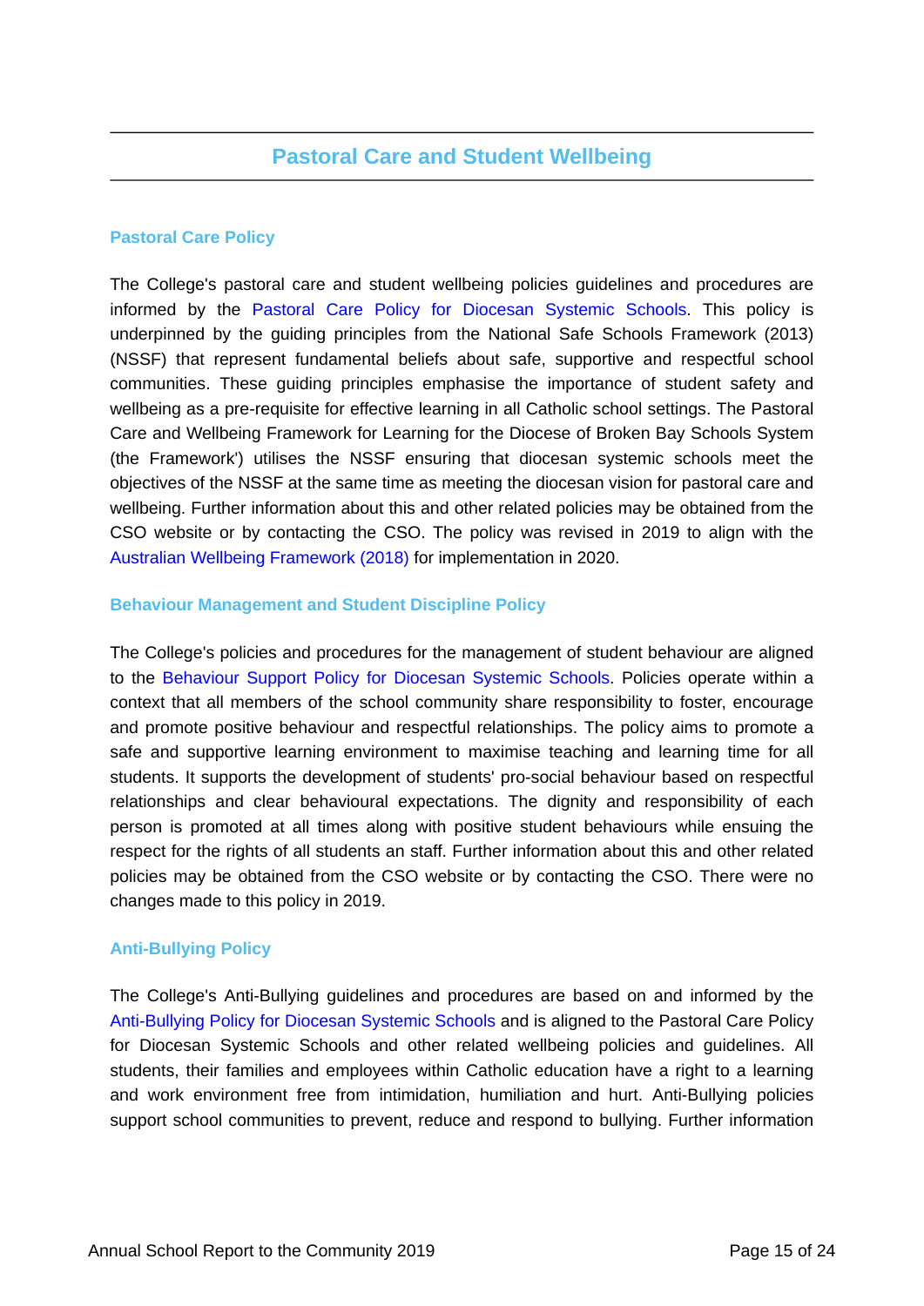## Pastoral Care and Student Wellbeing

### Pastoral Care Policy

The College's pastoral care and student wellbeing policies guidelines and procedures are informed by the Pastoral Care Policy for Diocesan Systemic Schools. This policy is underpinned by the guiding principles from the National Safe Schools Framework (2013) (NSSF) that represent fundamental beliefs about safe, supportive and respectful school communities. These guiding principles emphasise the importance of student safety and wellbeing as a pre-requisite for effective learning in all Catholic school settings. The Pastoral Care and Wellbeing Framework for Learning for the Diocese of Broken Bay Schools System (the Framework') utilises the NSSF ensuring that diocesan systemic schools meet the objectives of the NSSF at the same time as meeting the diocesan vision for pastoral care and wellbeing. Further information about this and other related policies may be obtained from the CSO website or by contacting the CSO. The policy was revised in 2019 to align with the Australian Wellbeing Framework (2018) for implementation in 2020.

### Behaviour Management and Student Discipline Policy

The College's policies and procedures for the management of student behaviour are aligned to the Behaviour Support Policy for Diocesan Systemic Schools. Policies operate within a context that all members of the school community share responsibility to foster, encourage and promote positive behaviour and respectful relationships. The policy aims to promote a safe and supportive learning environment to maximise teaching and learning time for all students. It supports the development of students' pro-social behaviour based on respectful relationships and clear behavioural expectations. The dignity and responsibility of each person is promoted at all times along with positive student behaviours while ensuing the respect for the rights of all students an staff. Further information about this and other related policies may be obtained from the CSO website or by contacting the CSO. There were no changes made to this policy in 2019.

### Anti-Bullying Policy

The College's Anti-Bullying guidelines and procedures are based on and informed by the Anti-Bullying Policy for Diocesan Systemic Schools and is aligned to the Pastoral Care Policy for Diocesan Systemic Schools and other related wellbeing policies and guidelines. All students, their families and employees within Catholic education have a right to a learning and work environment free from intimidation, humiliation and hurt. Anti-Bullying policies support school communities to prevent, reduce and respond to bullying. Further information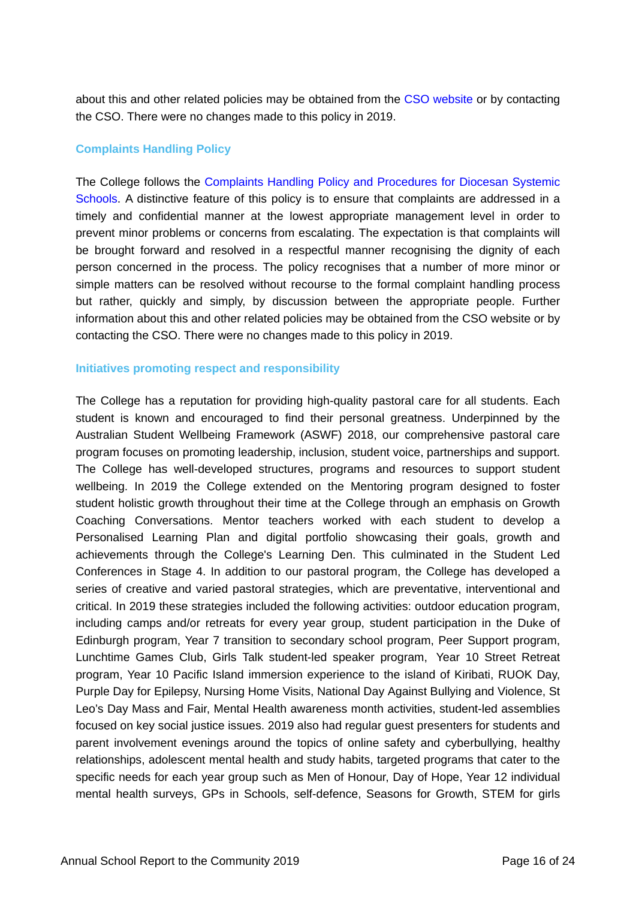about this and other related policies may be obtained from the CSO website or by contacting the CSO. There were no changes made to this policy in 2019.

### Complaints Handling Policy

The College follows the Complaints Handling Policy and Procedures for Diocesan Systemic Schools. A distinctive feature of this policy is to ensure that complaints are addressed in a timely and confidential manner at the lowest appropriate management level in order to prevent minor problems or concerns from escalating. The expectation is that complaints will be brought forward and resolved in a respectful manner recognising the dignity of each person concerned in the process. The policy recognises that a number of more minor or simple matters can be resolved without recourse to the formal complaint handling process but rather, quickly and simply, by discussion between the appropriate people. Further information about this and other related policies may be obtained from the CSO website or by contacting the CSO. There were no changes made to this policy in 2019.

### Initiatives promoting respect and responsibility

The College has a reputation for providing high-quality pastoral care for all students. Each student is known and encouraged to find their personal greatness. Underpinned by the Australian Student Wellbeing Framework (ASWF) 2018, our comprehensive pastoral care program focuses on promoting leadership, inclusion, student voice, partnerships and support. The College has well-developed structures, programs and resources to support student wellbeing. In 2019 the College extended on the Mentoring program designed to foster student holistic growth throughout their time at the College through an emphasis on Growth Coaching Conversations. Mentor teachers worked with each student to develop a Personalised Learning Plan and digital portfolio showcasing their goals, growth and achievements through the College's Learning Den. This culminated in the Student Led Conferences in Stage 4. In addition to our pastoral program, the College has developed a series of creative and varied pastoral strategies, which are preventative, interventional and critical. In 2019 these strategies included the following activities: outdoor education program, including camps and/or retreats for every year group, student participation in the Duke of Edinburgh program, Year 7 transition to secondary school program, Peer Support program, Lunchtime Games Club, Girls Talk student-led speaker program, Year 10 Street Retreat program, Year 10 Pacific Island immersion experience to the island of Kiribati, RUOK Day, Purple Day for Epilepsy, Nursing Home Visits, National Day Against Bullying and Violence, St Leo's Day Mass and Fair, Mental Health awareness month activities, student-led assemblies focused on key social justice issues. 2019 also had regular guest presenters for students and parent involvement evenings around the topics of online safety and cyberbullying, healthy relationships, adolescent mental health and study habits, targeted programs that cater to the specific needs for each year group such as Men of Honour, Day of Hope, Year 12 individual mental health surveys, GPs in Schools, self-defence, Seasons for Growth, STEM for girls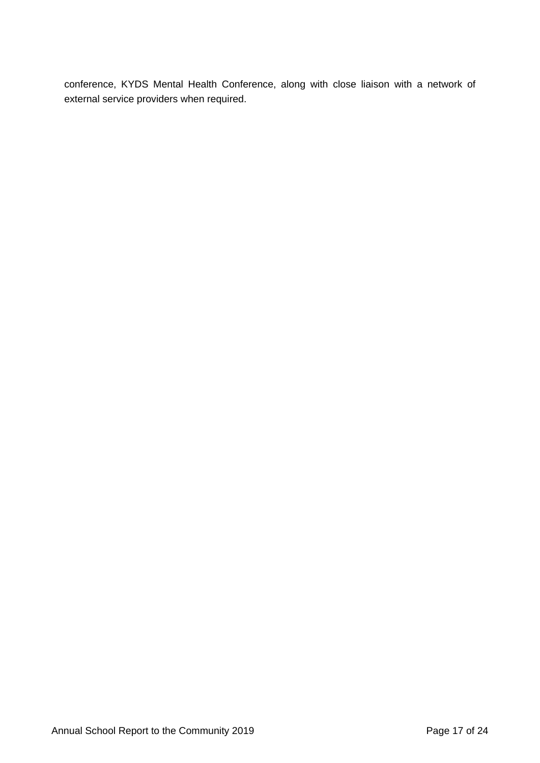conference, KYDS Mental Health Conference, along with close liaison with a network of external service providers when required.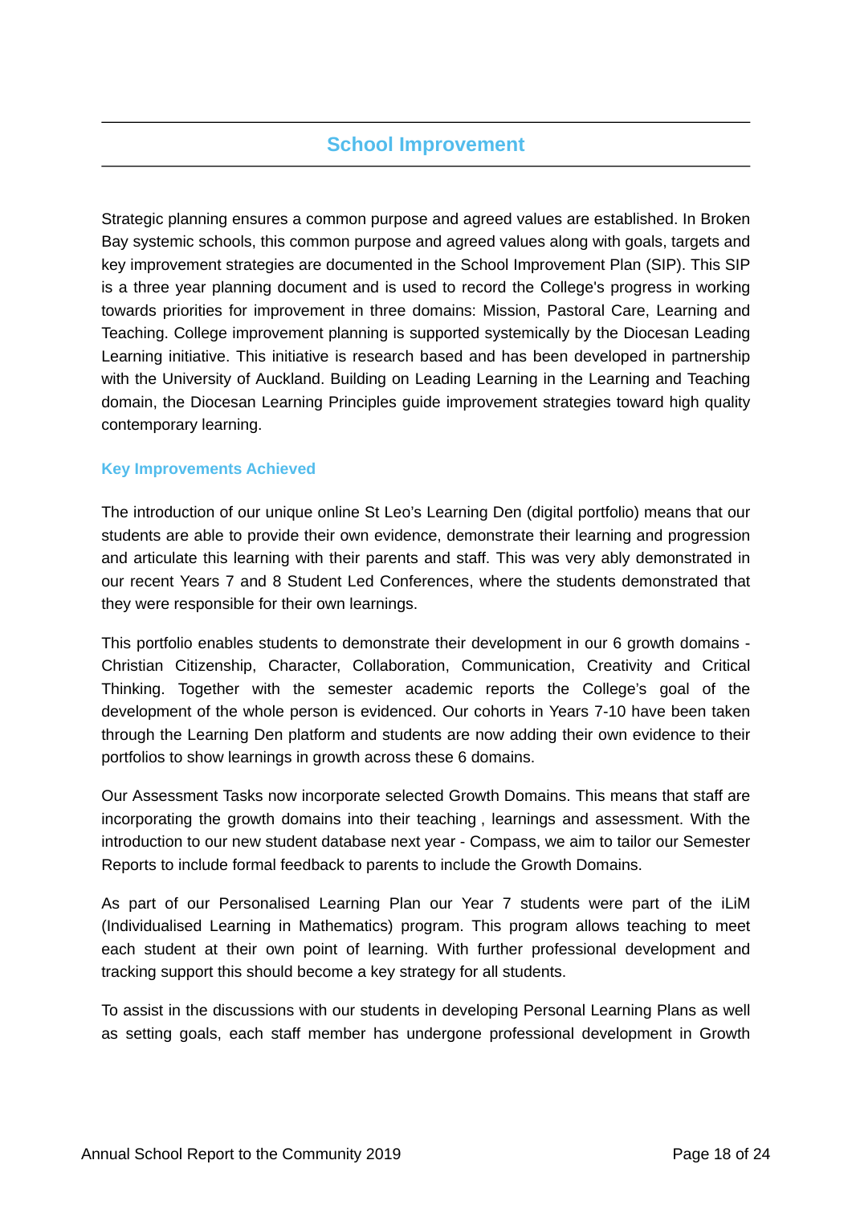## School Improvement

Strategic planning ensures a common purpose and agreed values are established. In Broken Bay systemic schools, this common purpose and agreed values along with goals, targets and key improvement strategies are documented in the School Improvement Plan (SIP). This SIP is a three year planning document and is used to record the College's progress in working towards priorities for improvement in three domains: Mission, Pastoral Care, Learning and Teaching. College improvement planning is supported systemically by the Diocesan Leading Learning initiative. This initiative is research based and has been developed in partnership with the University of Auckland. Building on Leading Learning in the Learning and Teaching domain, the Diocesan Learning Principles guide improvement strategies toward high quality contemporary learning.

### Key Improvements Achieved

The introduction of our unique online St Leo's Learning Den (digital portfolio) means that our students are able to provide their own evidence, demonstrate their learning and progression and articulate this learning with their parents and staff. This was very ably demonstrated in our recent Years 7 and 8 Student Led Conferences, where the students demonstrated that they were responsible for their own learnings.

This portfolio enables students to demonstrate their development in our 6 growth domains - Christian Citizenship, Character, Collaboration, Communication, Creativity and Critical Thinking. Together with the semester academic reports the College's goal of the development of the whole person is evidenced. Our cohorts in Years 7-10 have been taken through the Learning Den platform and students are now adding their own evidence to their portfolios to show learnings in growth across these 6 domains.

Our Assessment Tasks now incorporate selected Growth Domains. This means that staff are incorporating the growth domains into their teaching , learnings and assessment. With the introduction to our new student database next year - Compass, we aim to tailor our Semester Reports to include formal feedback to parents to include the Growth Domains.

As part of our Personalised Learning Plan our Year 7 students were part of the iLiM (Individualised Learning in Mathematics) program. This program allows teaching to meet each student at their own point of learning. With further professional development and tracking support this should become a key strategy for all students.

To assist in the discussions with our students in developing Personal Learning Plans as well as setting goals, each staff member has undergone professional development in Growth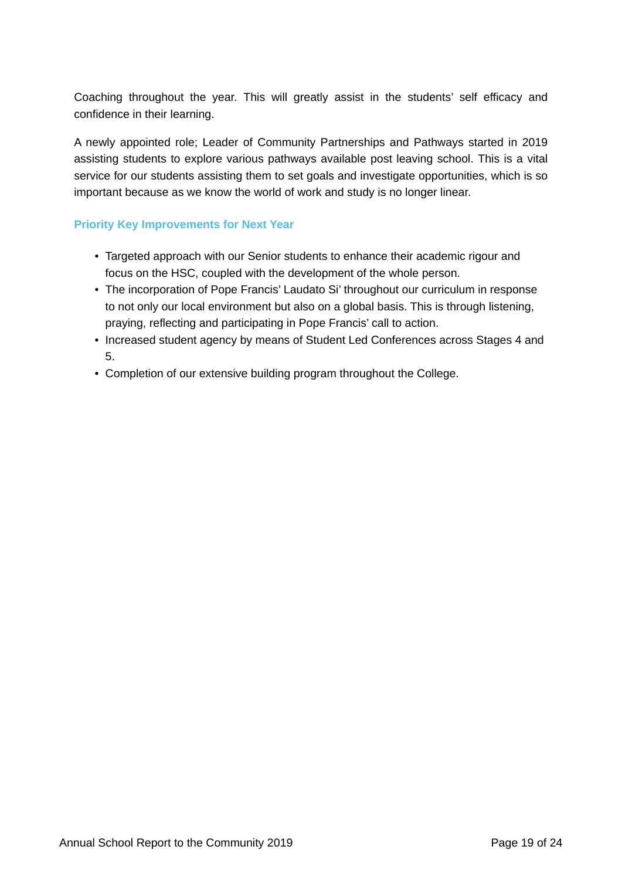Coaching throughout the year. This will greatly assist in the students' self efficacy and confidence in their learning.

A newly appointed role; Leader of Community Partnerships and Pathways started in 2019 assisting students to explore various pathways available post leaving school. This is a vital service for our students assisting them to set goals and investigate opportunities, which is so important because as we know the world of work and study is no longer linear.

### Priority Key Improvements for Next Year

- Targeted approach with our Senior students to enhance their academic rigour and focus on the HSC, coupled with the development of the whole person.
- The incorporation of Pope Francis' Laudato Si' throughout our curriculum in response to not only our local environment but also on a global basis. This is through listening, praying, reflecting and participating in Pope Francis' call to action.
- Increased student agency by means of Student Led Conferences across Stages 4 and 5.
- Completion of our extensive building program throughout the College.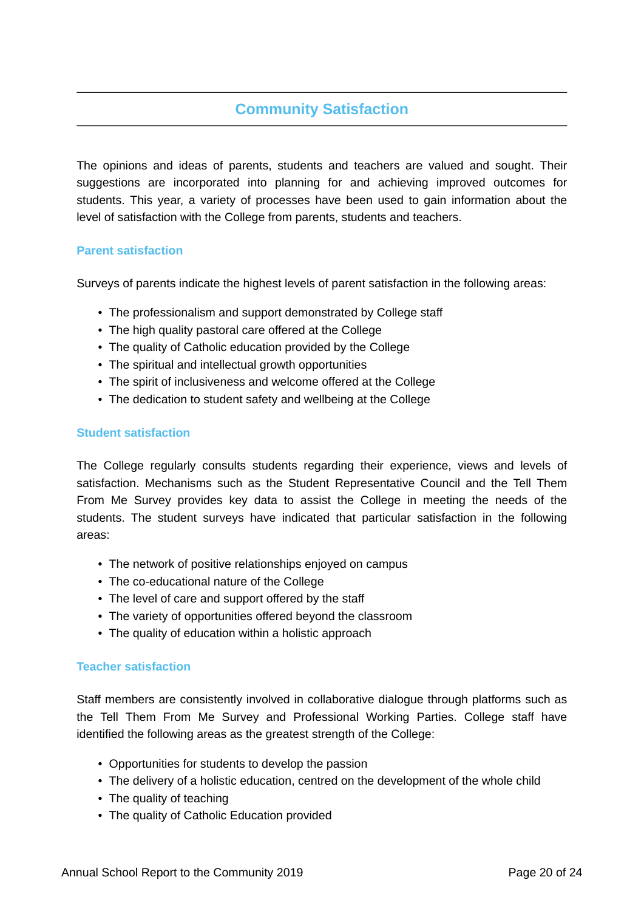## Community Satisfaction

The opinions and ideas of parents, students and teachers are valued and sought. Their suggestions are incorporated into planning for and achieving improved outcomes for students. This year, a variety of processes have been used to gain information about the level of satisfaction with the College from parents, students and teachers.

### Parent satisfaction

Surveys of parents indicate the highest levels of parent satisfaction in the following areas:

- The professionalism and support demonstrated by College staff
- The high quality pastoral care offered at the College
- The quality of Catholic education provided by the College
- The spiritual and intellectual growth opportunities
- The spirit of inclusiveness and welcome offered at the College
- The dedication to student safety and wellbeing at the College

### Student satisfaction

The College regularly consults students regarding their experience, views and levels of satisfaction. Mechanisms such as the Student Representative Council and the Tell Them From Me Survey provides key data to assist the College in meeting the needs of the students. The student surveys have indicated that particular satisfaction in the following areas:

- The network of positive relationships enjoyed on campus
- The co-educational nature of the College
- The level of care and support offered by the staff
- The variety of opportunities offered beyond the classroom
- The quality of education within a holistic approach

### Teacher satisfaction

Staff members are consistently involved in collaborative dialogue through platforms such as the Tell Them From Me Survey and Professional Working Parties. College staff have identified the following areas as the greatest strength of the College:

- Opportunities for students to develop the passion
- The delivery of a holistic education, centred on the development of the whole child
- The quality of teaching
- The quality of Catholic Education provided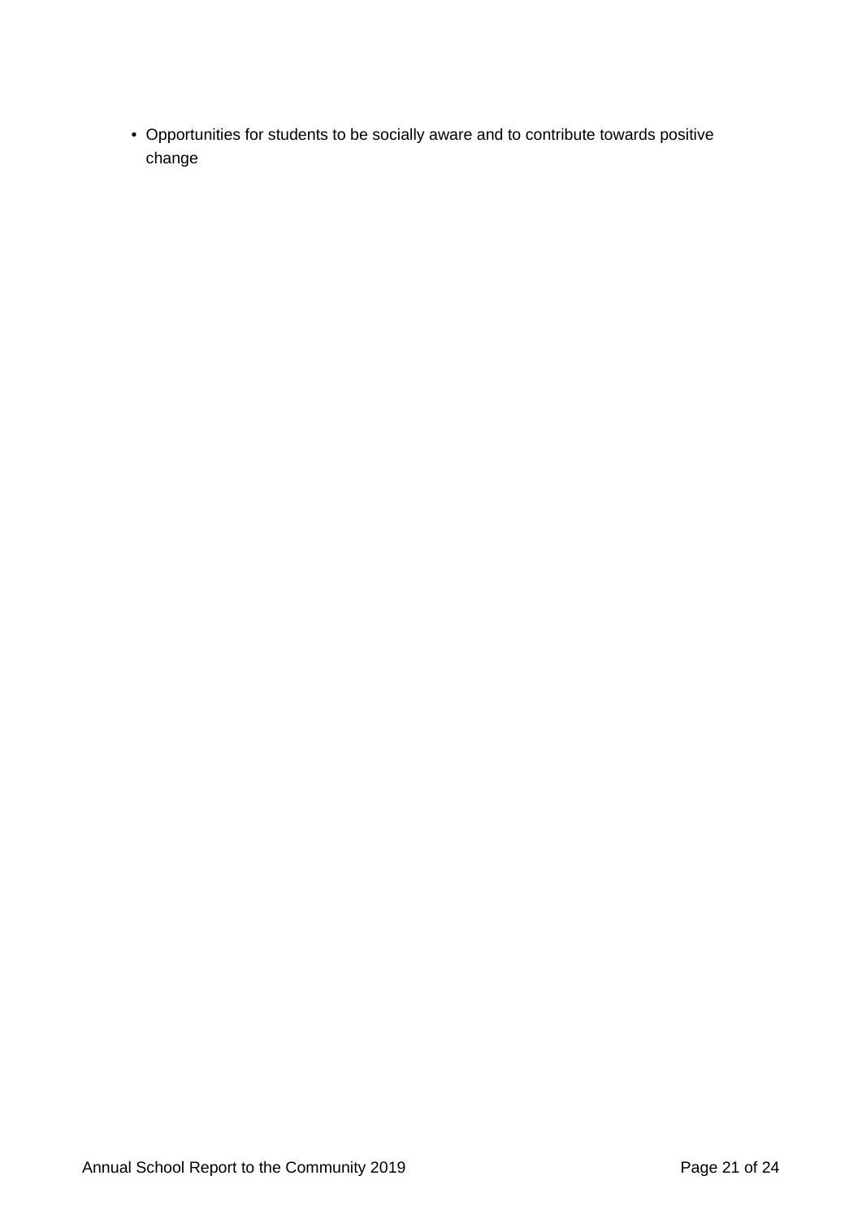- Opportunities for students to be socially aware and to contribute towards positive change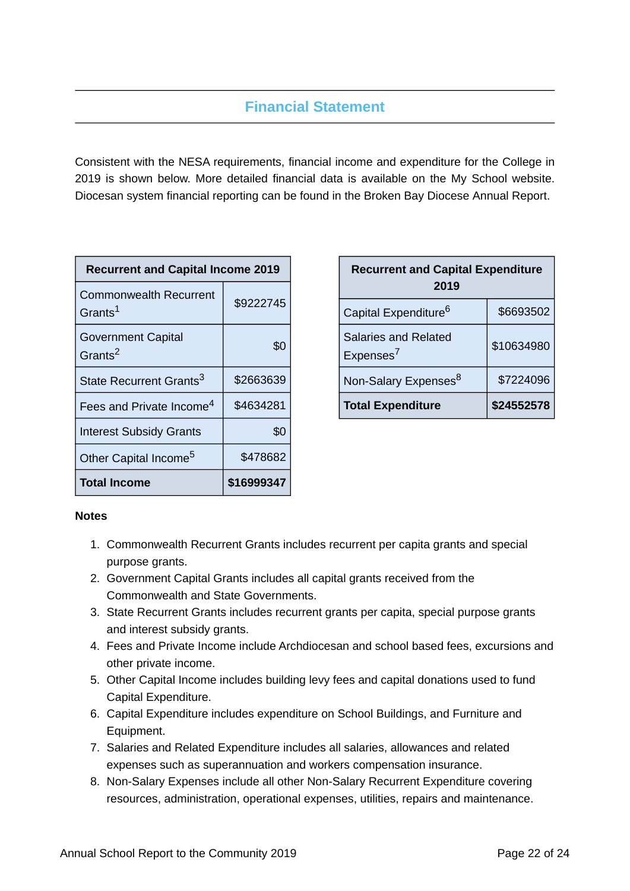## Financial Statement

Consistent with the NESA requirements, financial income and expenditure for the College in 2019 is shown below. More detailed financial data is available on the My School website. Diocesan system financial reporting can be found in the Broken Bay Diocese Annual Report.

| Recurrent and Capital Income 2019 | |
|---|---|
| Commonwealth Recurrent Grants[1] | $9222745 |
| Government Capital Grants[2] | $0 |
| State Recurrent Grants[3] | $2663639 |
| Fees and Private Income[4] | $4634281 |
| Interest Subsidy Grants | $0 |
| Other Capital Income[5] | $478682 |
| **Total Income** | **$16999347** |

| Recurrent and Capital Expenditure 2019 | |
|---|---|
| Capital Expenditure[6] | $6693502 |
| Salaries and Related Expenses[7] | $10634980 |
| Non-Salary Expenses[8] | $7224096 |
| **Total Expenditure** | **$24552578** |

**Notes**

1. Commonwealth Recurrent Grants includes recurrent per capita grants and special purpose grants.
2. Government Capital Grants includes all capital grants received from the Commonwealth and State Governments.
3. State Recurrent Grants includes recurrent grants per capita, special purpose grants and interest subsidy grants.
4. Fees and Private Income include Archdiocesan and school based fees, excursions and other private income.
5. Other Capital Income includes building levy fees and capital donations used to fund Capital Expenditure.
6. Capital Expenditure includes expenditure on School Buildings, and Furniture and Equipment.
7. Salaries and Related Expenditure includes all salaries, allowances and related expenses such as superannuation and workers compensation insurance.
8. Non-Salary Expenses include all other Non-Salary Recurrent Expenditure covering resources, administration, operational expenses, utilities, repairs and maintenance.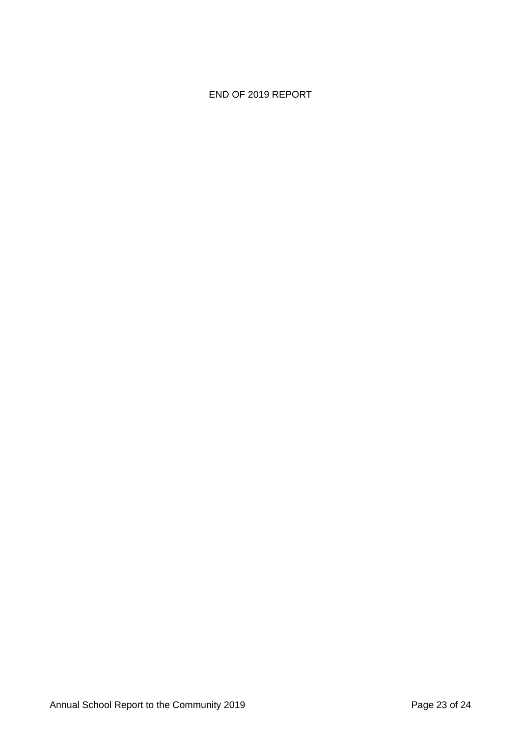END OF 2019 REPORT